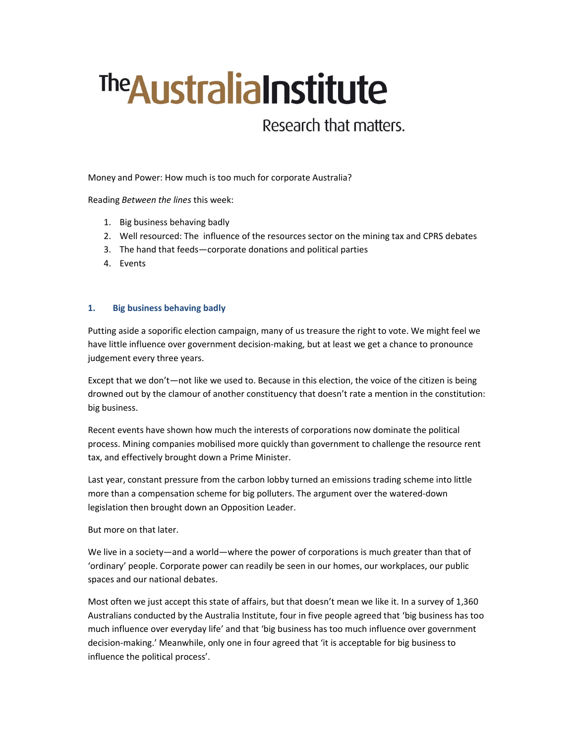# The Australia Institute

Research that matters.

Money and Power: How much is too much for corporate Australia?

Reading *Between the lines* this week:

1. Big business behaving badly
2. Well resourced: The influence of the resources sector on the mining tax and CPRS debates
3. The hand that feeds—corporate donations and political parties
4. Events

## 1. Big business behaving badly

Putting aside a soporific election campaign, many of us treasure the right to vote. We might feel we have little influence over government decision-making, but at least we get a chance to pronounce judgement every three years.

Except that we don't—not like we used to. Because in this election, the voice of the citizen is being drowned out by the clamour of another constituency that doesn't rate a mention in the constitution: big business.

Recent events have shown how much the interests of corporations now dominate the political process. Mining companies mobilised more quickly than government to challenge the resource rent tax, and effectively brought down a Prime Minister.

Last year, constant pressure from the carbon lobby turned an emissions trading scheme into little more than a compensation scheme for big polluters. The argument over the watered-down legislation then brought down an Opposition Leader.

But more on that later.

We live in a society—and a world—where the power of corporations is much greater than that of 'ordinary' people. Corporate power can readily be seen in our homes, our workplaces, our public spaces and our national debates.

Most often we just accept this state of affairs, but that doesn't mean we like it. In a survey of 1,360 Australians conducted by the Australia Institute, four in five people agreed that 'big business has too much influence over everyday life' and that 'big business has too much influence over government decision-making.' Meanwhile, only one in four agreed that 'it is acceptable for big business to influence the political process'.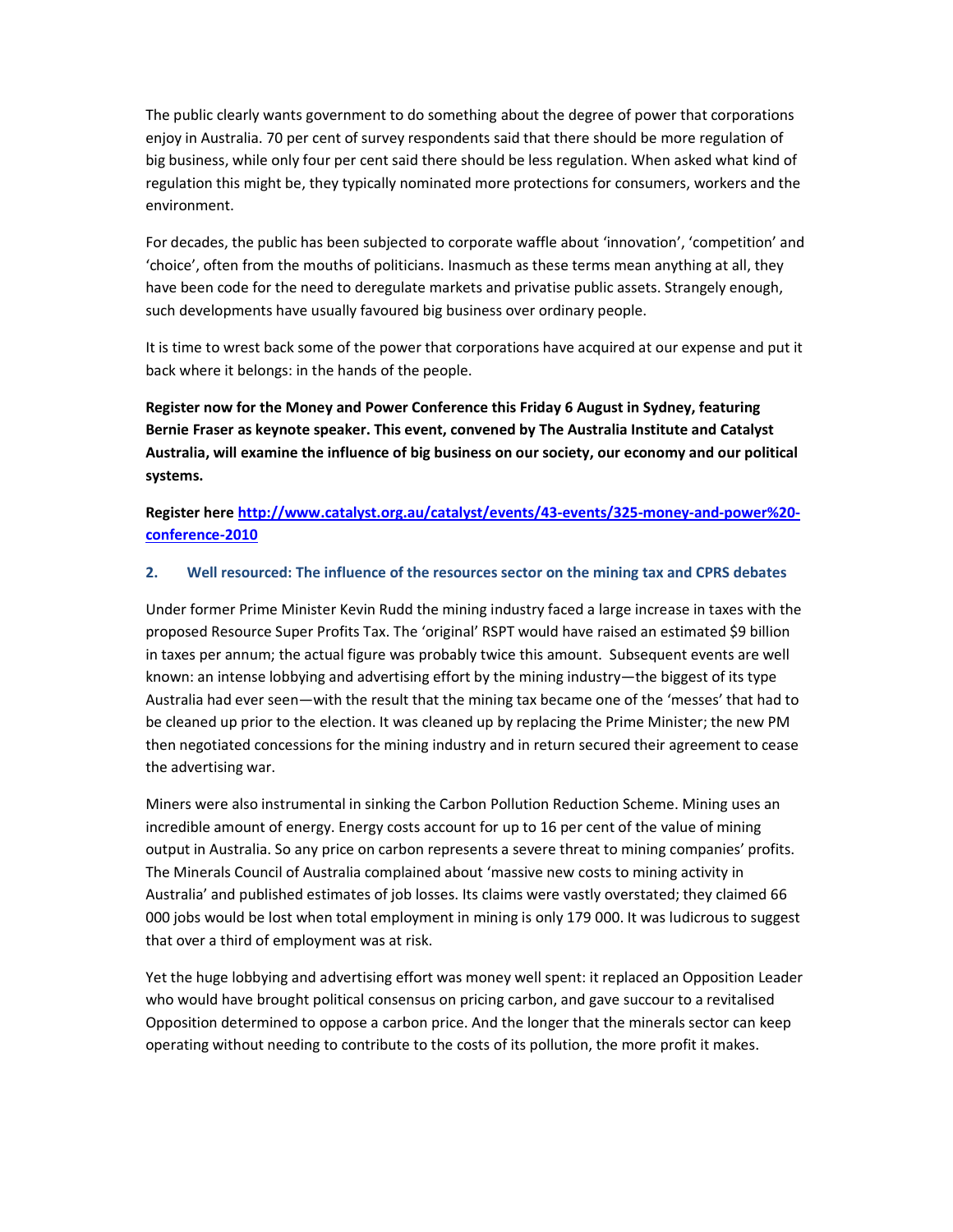The public clearly wants government to do something about the degree of power that corporations enjoy in Australia. 70 per cent of survey respondents said that there should be more regulation of big business, while only four per cent said there should be less regulation. When asked what kind of regulation this might be, they typically nominated more protections for consumers, workers and the environment.

For decades, the public has been subjected to corporate waffle about 'innovation', 'competition' and 'choice', often from the mouths of politicians. Inasmuch as these terms mean anything at all, they have been code for the need to deregulate markets and privatise public assets. Strangely enough, such developments have usually favoured big business over ordinary people.

It is time to wrest back some of the power that corporations have acquired at our expense and put it back where it belongs: in the hands of the people.

**Register now for the Money and Power Conference this Friday 6 August in Sydney, featuring Bernie Fraser as keynote speaker. This event, convened by The Australia Institute and Catalyst Australia, will examine the influence of big business on our society, our economy and our political systems.**

**Register here [http://www.catalyst.org.au/catalyst/events/43-events/325-money-and-power%20-conference-2010](http://www.catalyst.org.au/catalyst/events/43-events/325-money-and-power%20-conference-2010)**

## 2. Well resourced: The influence of the resources sector on the mining tax and CPRS debates

Under former Prime Minister Kevin Rudd the mining industry faced a large increase in taxes with the proposed Resource Super Profits Tax. The 'original' RSPT would have raised an estimated $9 billion in taxes per annum; the actual figure was probably twice this amount. Subsequent events are well known: an intense lobbying and advertising effort by the mining industry—the biggest of its type Australia had ever seen—with the result that the mining tax became one of the 'messes' that had to be cleaned up prior to the election. It was cleaned up by replacing the Prime Minister; the new PM then negotiated concessions for the mining industry and in return secured their agreement to cease the advertising war.

Miners were also instrumental in sinking the Carbon Pollution Reduction Scheme. Mining uses an incredible amount of energy. Energy costs account for up to 16 per cent of the value of mining output in Australia. So any price on carbon represents a severe threat to mining companies' profits. The Minerals Council of Australia complained about 'massive new costs to mining activity in Australia' and published estimates of job losses. Its claims were vastly overstated; they claimed 66 000 jobs would be lost when total employment in mining is only 179 000. It was ludicrous to suggest that over a third of employment was at risk.

Yet the huge lobbying and advertising effort was money well spent: it replaced an Opposition Leader who would have brought political consensus on pricing carbon, and gave succour to a revitalised Opposition determined to oppose a carbon price. And the longer that the minerals sector can keep operating without needing to contribute to the costs of its pollution, the more profit it makes.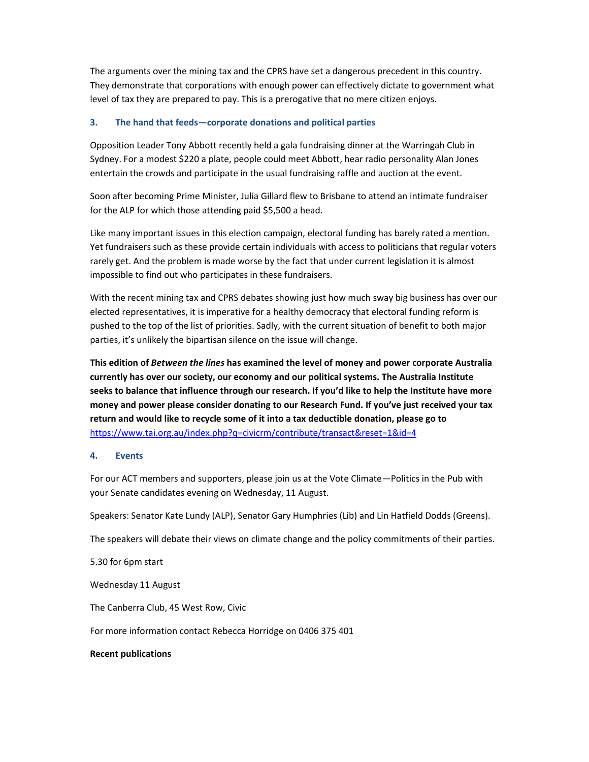The arguments over the mining tax and the CPRS have set a dangerous precedent in this country. They demonstrate that corporations with enough power can effectively dictate to government what level of tax they are prepared to pay. This is a prerogative that no mere citizen enjoys.

### 3. The hand that feeds—corporate donations and political parties

Opposition Leader Tony Abbott recently held a gala fundraising dinner at the Warringah Club in Sydney. For a modest $220 a plate, people could meet Abbott, hear radio personality Alan Jones entertain the crowds and participate in the usual fundraising raffle and auction at the event.

Soon after becoming Prime Minister, Julia Gillard flew to Brisbane to attend an intimate fundraiser for the ALP for which those attending paid $5,500 a head.

Like many important issues in this election campaign, electoral funding has barely rated a mention. Yet fundraisers such as these provide certain individuals with access to politicians that regular voters rarely get. And the problem is made worse by the fact that under current legislation it is almost impossible to find out who participates in these fundraisers.

With the recent mining tax and CPRS debates showing just how much sway big business has over our elected representatives, it is imperative for a healthy democracy that electoral funding reform is pushed to the top of the list of priorities. Sadly, with the current situation of benefit to both major parties, it's unlikely the bipartisan silence on the issue will change.

**This edition of *Between the lines* has examined the level of money and power corporate Australia currently has over our society, our economy and our political systems. The Australia Institute seeks to balance that influence through our research. If you'd like to help the Institute have more money and power please consider donating to our Research Fund. If you've just received your tax return and would like to recycle some of it into a tax deductible donation, please go to** https://www.tai.org.au/index.php?q=civicrm/contribute/transact&reset=1&id=4

### 4. Events

For our ACT members and supporters, please join us at the Vote Climate—Politics in the Pub with your Senate candidates evening on Wednesday, 11 August.

Speakers: Senator Kate Lundy (ALP), Senator Gary Humphries (Lib) and Lin Hatfield Dodds (Greens).

The speakers will debate their views on climate change and the policy commitments of their parties.

5.30 for 6pm start

Wednesday 11 August

The Canberra Club, 45 West Row, Civic

For more information contact Rebecca Horridge on 0406 375 401

**Recent publications**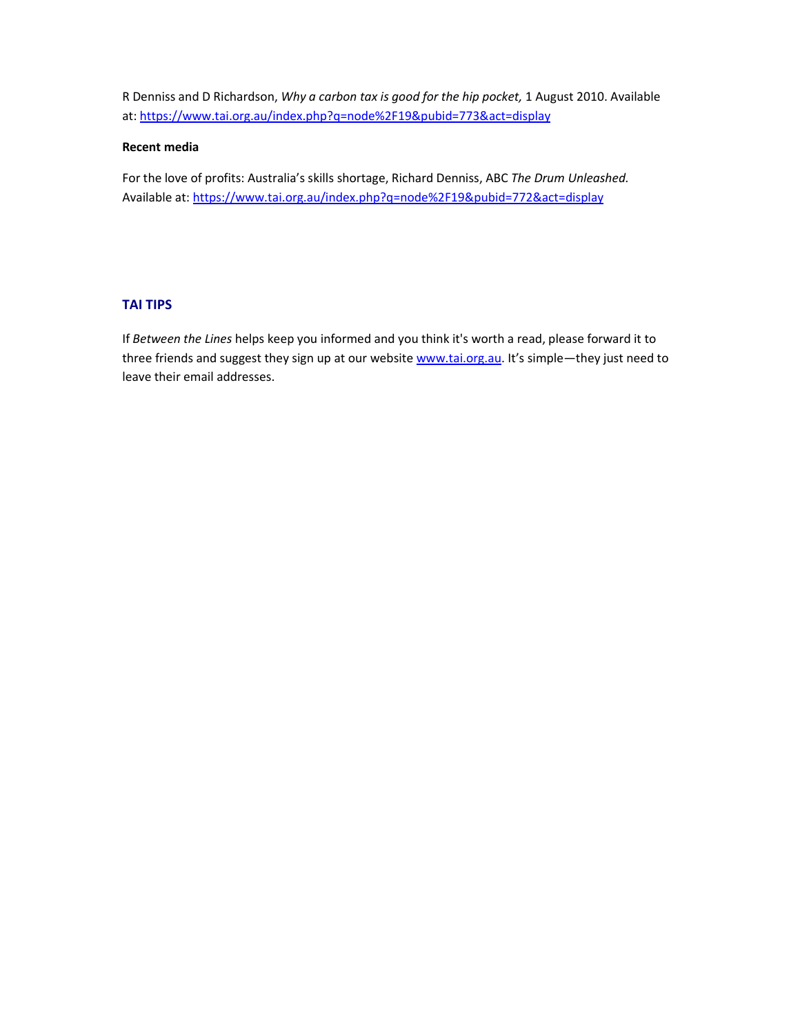R Denniss and D Richardson, *Why a carbon tax is good for the hip pocket,* 1 August 2010. Available at: https://www.tai.org.au/index.php?q=node%2F19&pubid=773&act=display

**Recent media**

For the love of profits: Australia's skills shortage, Richard Denniss, ABC *The Drum Unleashed.* Available at: https://www.tai.org.au/index.php?q=node%2F19&pubid=772&act=display

## TAI TIPS

If *Between the Lines* helps keep you informed and you think it's worth a read, please forward it to three friends and suggest they sign up at our website www.tai.org.au. It's simple—they just need to leave their email addresses.